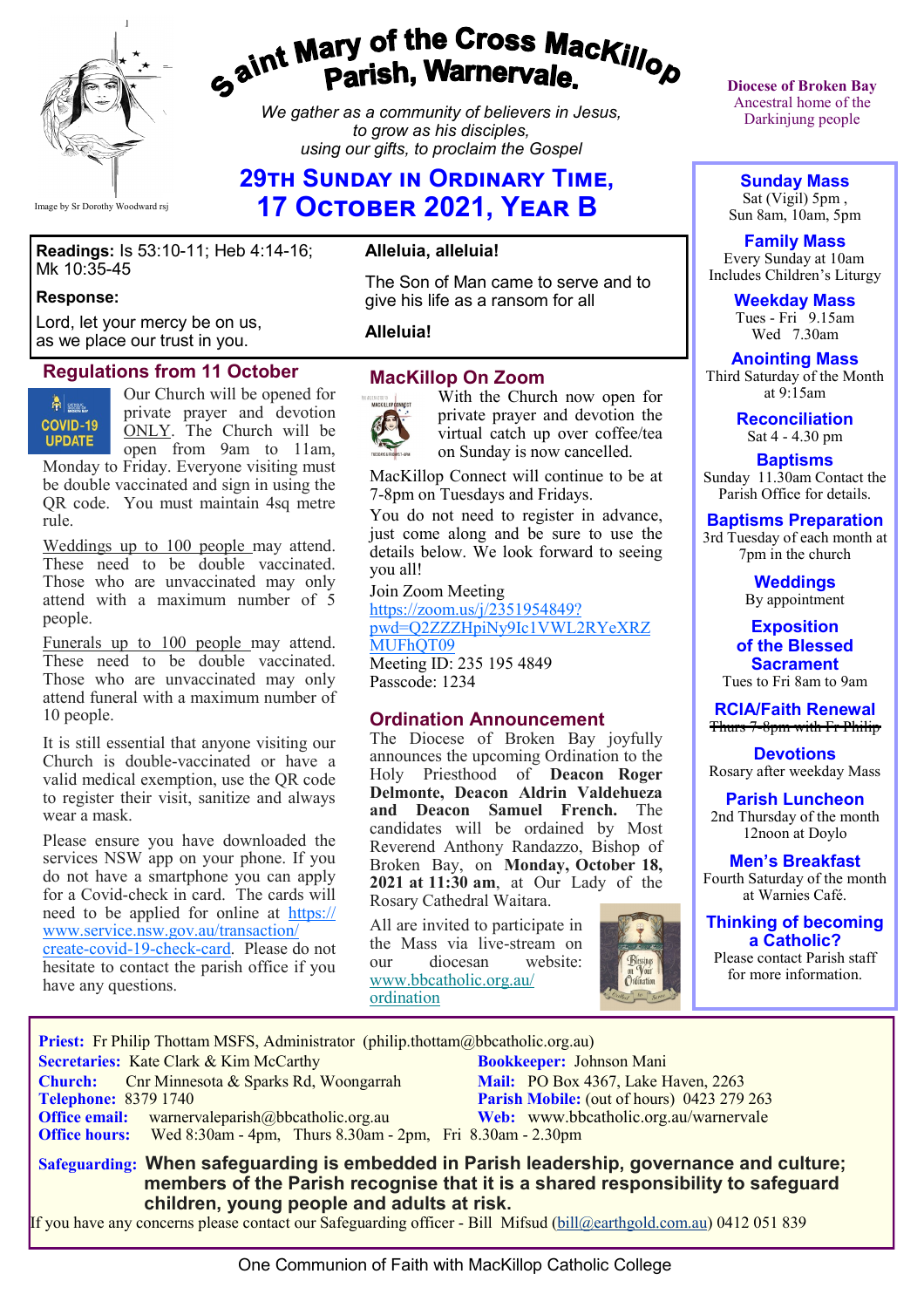# Saint Mary of the Cross MacKillop Parish, Warnervale.

*We gather as a community of believers in Jesus, to grow as his disciples, using our gifts, to proclaim the Gospel*

Image by Sr Dorothy Woodward rsj

Diocese of Broken Bay
Ancestral home of the Darkinjung people

## 29th Sunday in Ordinary Time, 17 October 2021, Year B

**Readings:** Is 53:10-11; Heb 4:14-16; Mk 10:35-45

**Response:**

Lord, let your mercy be on us,
as we place our trust in you.

**Alleluia, alleluia!**

The Son of Man came to serve and to give his life as a ransom for all

**Alleluia!**

### Regulations from 11 October

COVID-19 UPDATE

Our Church will be opened for private prayer and devotion ONLY. The Church will be open from 9am to 11am, Monday to Friday. Everyone visiting must be double vaccinated and sign in using the QR code. You must maintain 4sq metre rule.

Weddings up to 100 people may attend. These need to be double vaccinated. Those who are unvaccinated may only attend with a maximum number of 5 people.

Funerals up to 100 people may attend. These need to be double vaccinated. Those who are unvaccinated may only attend funeral with a maximum number of 10 people.

It is still essential that anyone visiting our Church is double-vaccinated or have a valid medical exemption, use the QR code to register their visit, sanitize and always wear a mask.

Please ensure you have downloaded the services NSW app on your phone. If you do not have a smartphone you can apply for a Covid-check in card. The cards will need to be applied for online at https://www.service.nsw.gov.au/transaction/create-covid-19-check-card. Please do not hesitate to contact the parish office if you have any questions.

### MacKillop On Zoom

With the Church now open for private prayer and devotion the virtual catch up over coffee/tea on Sunday is now cancelled.

MacKillop Connect will continue to be at 7-8pm on Tuesdays and Fridays.

You do not need to register in advance, just come along and be sure to use the details below. We look forward to seeing you all!

Join Zoom Meeting
https://zoom.us/j/2351954849?pwd=Q2ZZZHpiNy9Ic1VWL2RYeXRZMUFhQT09
Meeting ID: 235 195 4849
Passcode: 1234

### Ordination Announcement

The Diocese of Broken Bay joyfully announces the upcoming Ordination to the Holy Priesthood of **Deacon Roger Delmonte, Deacon Aldrin Valdehueza and Deacon Samuel French.** The candidates will be ordained by Most Reverend Anthony Randazzo, Bishop of Broken Bay, on **Monday, October 18, 2021 at 11:30 am**, at Our Lady of the Rosary Cathedral Waitara.

All are invited to participate in the Mass via live-stream on our diocesan website: www.bbcatholic.org.au/ordination

**Sunday Mass**
Sat (Vigil) 5pm ,
Sun 8am, 10am, 5pm

**Family Mass**
Every Sunday at 10am
Includes Children's Liturgy

**Weekday Mass**
Tues - Fri 9.15am
Wed 7.30am

**Anointing Mass**
Third Saturday of the Month at 9:15am

**Reconciliation**
Sat 4 - 4.30 pm

**Baptisms**
Sunday 11.30am Contact the Parish Office for details.

**Baptisms Preparation**
3rd Tuesday of each month at 7pm in the church

**Weddings**
By appointment

**Exposition of the Blessed Sacrament**
Tues to Fri 8am to 9am

**RCIA/Faith Renewal**
~~Thurs 7-8pm with Fr Philip~~

**Devotions**
Rosary after weekday Mass

**Parish Luncheon**
2nd Thursday of the month 12noon at Doylo

**Men's Breakfast**
Fourth Saturday of the month at Warnies Café.

**Thinking of becoming a Catholic?**
Please contact Parish staff for more information.

**Priest:** Fr Philip Thottam MSFS, Administrator (philip.thottam@bbcatholic.org.au)
**Secretaries:** Kate Clark & Kim McCarthy
**Bookkeeper:** Johnson Mani
**Church:** Cnr Minnesota & Sparks Rd, Woongarrah
**Mail:** PO Box 4367, Lake Haven, 2263
**Telephone:** 8379 1740
**Parish Mobile:** (out of hours) 0423 279 263
**Office email:** warnervaleparish@bbcatholic.org.au
**Web:** www.bbcatholic.org.au/warnervale
**Office hours:** Wed 8:30am - 4pm, Thurs 8.30am - 2pm, Fri 8.30am - 2.30pm

**Safeguarding: When safeguarding is embedded in Parish leadership, governance and culture; members of the Parish recognise that it is a shared responsibility to safeguard children, young people and adults at risk.**

If you have any concerns please contact our Safeguarding officer - Bill Mifsud (bill@earthgold.com.au) 0412 051 839

One Communion of Faith with MacKillop Catholic College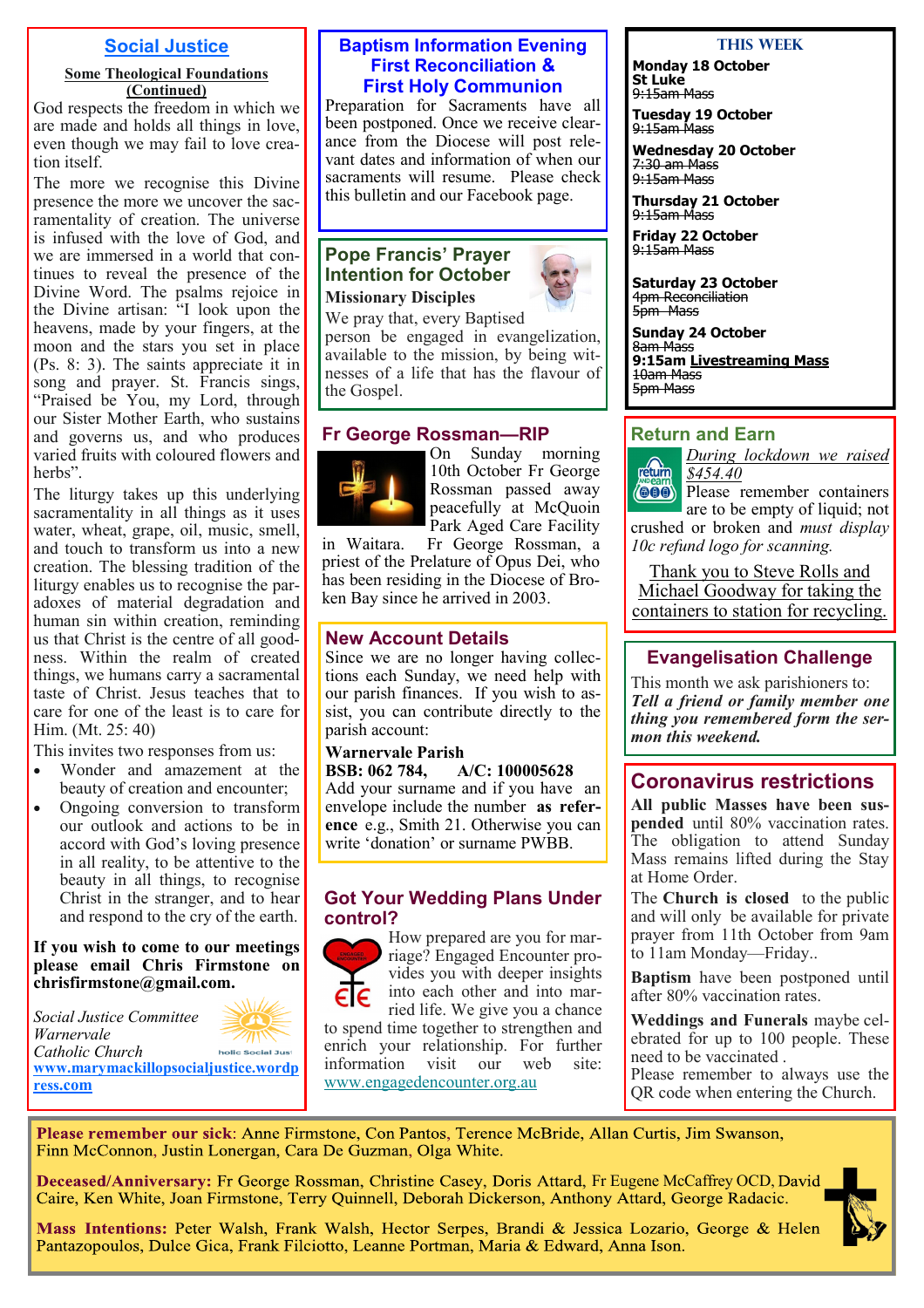## Social Justice

**Some Theological Foundations (Continued)**

God respects the freedom in which we are made and holds all things in love, even though we may fail to love creation itself.

The more we recognise this Divine presence the more we uncover the sacramentality of creation. The universe is infused with the love of God, and we are immersed in a world that continues to reveal the presence of the Divine Word. The psalms rejoice in the Divine artisan: "I look upon the heavens, made by your fingers, at the moon and the stars you set in place (Ps. 8: 3). The saints appreciate it in song and prayer. St. Francis sings, "Praised be You, my Lord, through our Sister Mother Earth, who sustains and governs us, and who produces varied fruits with coloured flowers and herbs".

The liturgy takes up this underlying sacramentality in all things as it uses water, wheat, grape, oil, music, smell, and touch to transform us into a new creation. The blessing tradition of the liturgy enables us to recognise the paradoxes of material degradation and human sin within creation, reminding us that Christ is the centre of all goodness. Within the realm of created things, we humans carry a sacramental taste of Christ. Jesus teaches that to care for one of the least is to care for Him. (Mt. 25: 40)

This invites two responses from us:

- Wonder and amazement at the beauty of creation and encounter;
- Ongoing conversion to transform our outlook and actions to be in accord with God's loving presence in all reality, to be attentive to the beauty in all things, to recognise Christ in the stranger, and to hear and respond to the cry of the earth.

**If you wish to come to our meetings please email Chris Firmstone on chrisfirmstone@gmail.com.**

*Social Justice Committee*
*Warnervale*
*Catholic Church*
www.marymackillopsocialjustice.wordpress.com

## Baptism Information Evening First Reconciliation & First Holy Communion

Preparation for Sacraments have all been postponed. Once we receive clearance from the Diocese will post relevant dates and information of when our sacraments will resume. Please check this bulletin and our Facebook page.

## Pope Francis' Prayer Intention for October

**Missionary Disciples**

We pray that, every Baptised person be engaged in evangelization, available to the mission, by being witnesses of a life that has the flavour of the Gospel.

## Fr George Rossman—RIP

On Sunday morning 10th October Fr George Rossman passed away peacefully at McQuoin Park Aged Care Facility in Waitara. Fr George Rossman, a priest of the Prelature of Opus Dei, who has been residing in the Diocese of Broken Bay since he arrived in 2003.

## New Account Details

Since we are no longer having collections each Sunday, we need help with our parish finances. If you wish to assist, you can contribute directly to the parish account:

**Warnervale Parish**
**BSB: 062 784, A/C: 100005628**

Add your surname and if you have an envelope include the number **as reference** e.g., Smith 21. Otherwise you can write 'donation' or surname PWBB.

## Got Your Wedding Plans Under control?

How prepared are you for marriage? Engaged Encounter provides you with deeper insights into each other and into married life. We give you a chance to spend time together to strengthen and enrich your relationship. For further information visit our web site: www.engagedencounter.org.au

## THIS WEEK

**Monday 18 October**
**St Luke**
~~9:15am Mass~~

**Tuesday 19 October**
~~9:15am Mass~~

**Wednesday 20 October**
~~7:30 am Mass~~
~~9:15am Mass~~

**Thursday 21 October**
~~9:15am Mass~~

**Friday 22 October**
~~9:15am Mass~~

**Saturday 23 October**
~~4pm Reconciliation~~
~~5pm Mass~~

**Sunday 24 October**
~~8am Mass~~
**9:15am Livestreaming Mass**
~~10am Mass~~
~~5pm Mass~~

## Return and Earn

*During lockdown we raised $454.40*

Please remember containers are to be empty of liquid; not crushed or broken and *must display 10c refund logo for scanning.*

Thank you to Steve Rolls and Michael Goodway for taking the containers to station for recycling.

## Evangelisation Challenge

This month we ask parishioners to:
***Tell a friend or family member one thing you remembered form the sermon this weekend.***

## Coronavirus restrictions

**All public Masses have been suspended** until 80% vaccination rates. The obligation to attend Sunday Mass remains lifted during the Stay at Home Order.

The **Church is closed** to the public and will only be available for private prayer from 11th October from 9am to 11am Monday—Friday..

**Baptism** have been postponed until after 80% vaccination rates.

**Weddings and Funerals** maybe celebrated for up to 100 people. These need to be vaccinated .
Please remember to always use the QR code when entering the Church.

**Please remember our sick**: Anne Firmstone, Con Pantos, Terence McBride, Allan Curtis, Jim Swanson, Finn McConnon, Justin Lonergan, Cara De Guzman, Olga White.

**Deceased/Anniversary:** Fr George Rossman, Christine Casey, Doris Attard, Fr Eugene McCaffrey OCD, David Caire, Ken White, Joan Firmstone, Terry Quinnell, Deborah Dickerson, Anthony Attard, George Radacic.

**Mass Intentions:** Peter Walsh, Frank Walsh, Hector Serpes, Brandi & Jessica Lozario, George & Helen Pantazopoulos, Dulce Gica, Frank Filciotto, Leanne Portman, Maria & Edward, Anna Ison.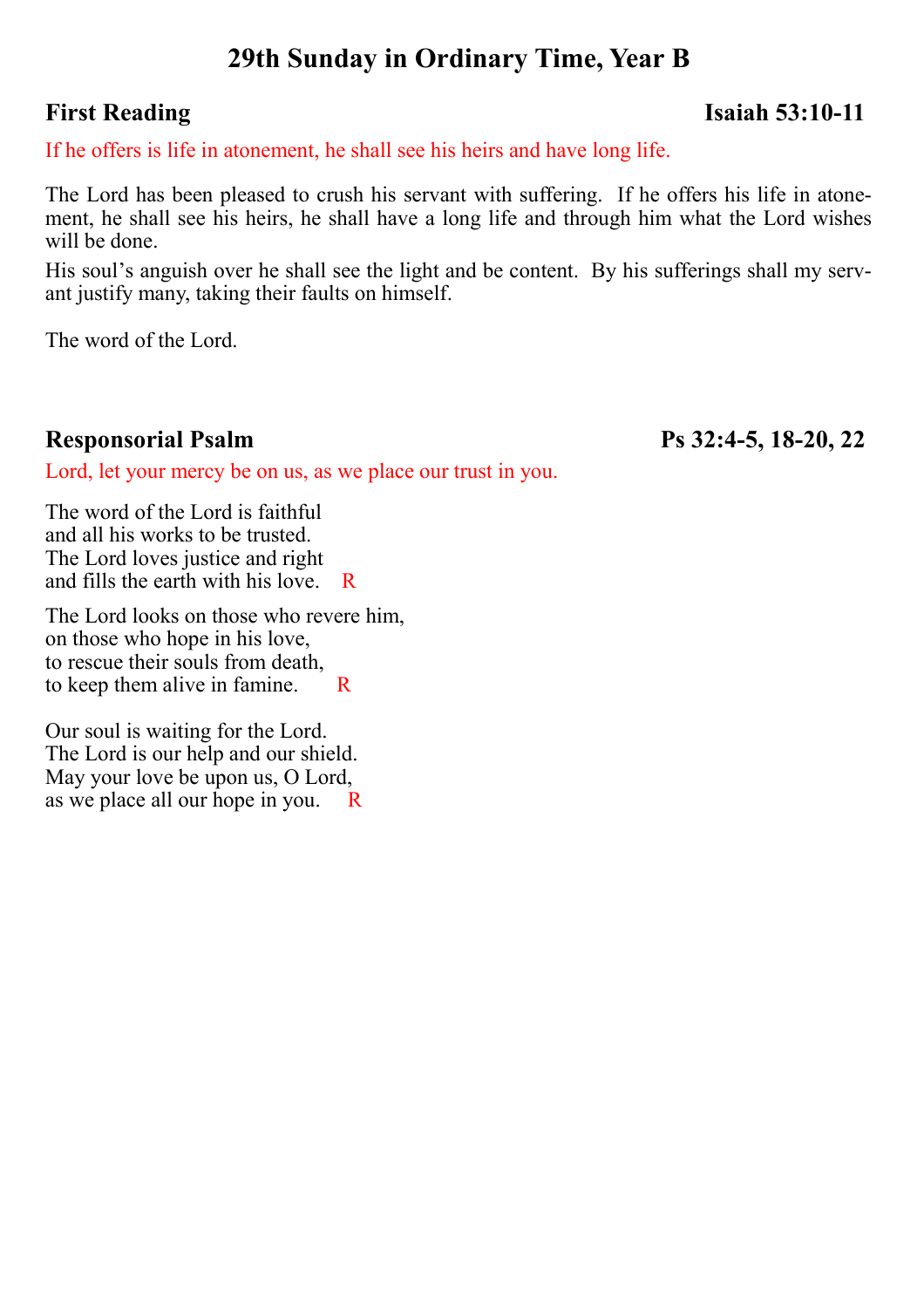# 29th Sunday in Ordinary Time, Year B

## First Reading — Isaiah 53:10-11

If he offers is life in atonement, he shall see his heirs and have long life.

The Lord has been pleased to crush his servant with suffering. If he offers his life in atonement, he shall see his heirs, he shall have a long life and through him what the Lord wishes will be done.

His soul's anguish over he shall see the light and be content. By his sufferings shall my servant justify many, taking their faults on himself.

The word of the Lord.

## Responsorial Psalm — Ps 32:4-5, 18-20, 22

Lord, let your mercy be on us, as we place our trust in you.

The word of the Lord is faithful
and all his works to be trusted.
The Lord loves justice and right
and fills the earth with his love. R

The Lord looks on those who revere him,
on those who hope in his love,
to rescue their souls from death,
to keep them alive in famine. R

Our soul is waiting for the Lord.
The Lord is our help and our shield.
May your love be upon us, O Lord,
as we place all our hope in you. R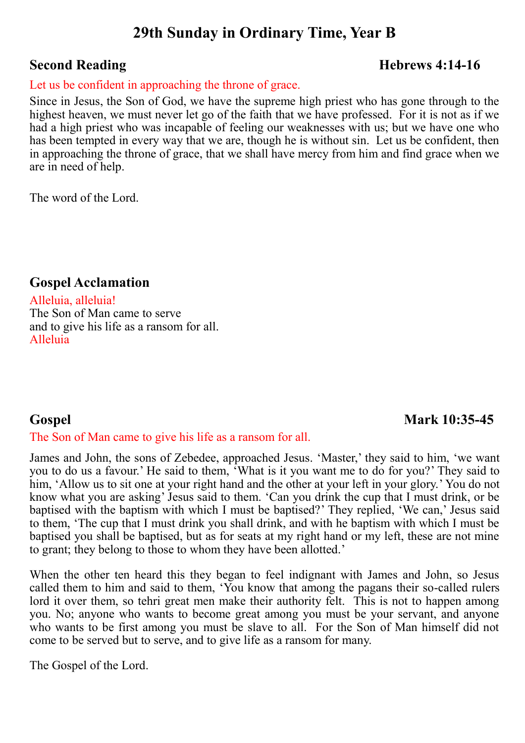# 29th Sunday in Ordinary Time, Year B

## Second Reading — Hebrews 4:14-16

Let us be confident in approaching the throne of grace.

Since in Jesus, the Son of God, we have the supreme high priest who has gone through to the highest heaven, we must never let go of the faith that we have professed. For it is not as if we had a high priest who was incapable of feeling our weaknesses with us; but we have one who has been tempted in every way that we are, though he is without sin. Let us be confident, then in approaching the throne of grace, that we shall have mercy from him and find grace when we are in need of help.

The word of the Lord.

## Gospel Acclamation

Alleluia, alleluia!
The Son of Man came to serve
and to give his life as a ransom for all.
Alleluia

## Gospel — Mark 10:35-45

The Son of Man came to give his life as a ransom for all.

James and John, the sons of Zebedee, approached Jesus. 'Master,' they said to him, 'we want you to do us a favour.' He said to them, 'What is it you want me to do for you?' They said to him, 'Allow us to sit one at your right hand and the other at your left in your glory.' You do not know what you are asking' Jesus said to them. 'Can you drink the cup that I must drink, or be baptised with the baptism with which I must be baptised?' They replied, 'We can,' Jesus said to them, 'The cup that I must drink you shall drink, and with he baptism with which I must be baptised you shall be baptised, but as for seats at my right hand or my left, these are not mine to grant; they belong to those to whom they have been allotted.'

When the other ten heard this they began to feel indignant with James and John, so Jesus called them to him and said to them, 'You know that among the pagans their so-called rulers lord it over them, so tehri great men make their authority felt. This is not to happen among you. No; anyone who wants to become great among you must be your servant, and anyone who wants to be first among you must be slave to all. For the Son of Man himself did not come to be served but to serve, and to give life as a ransom for many.

The Gospel of the Lord.